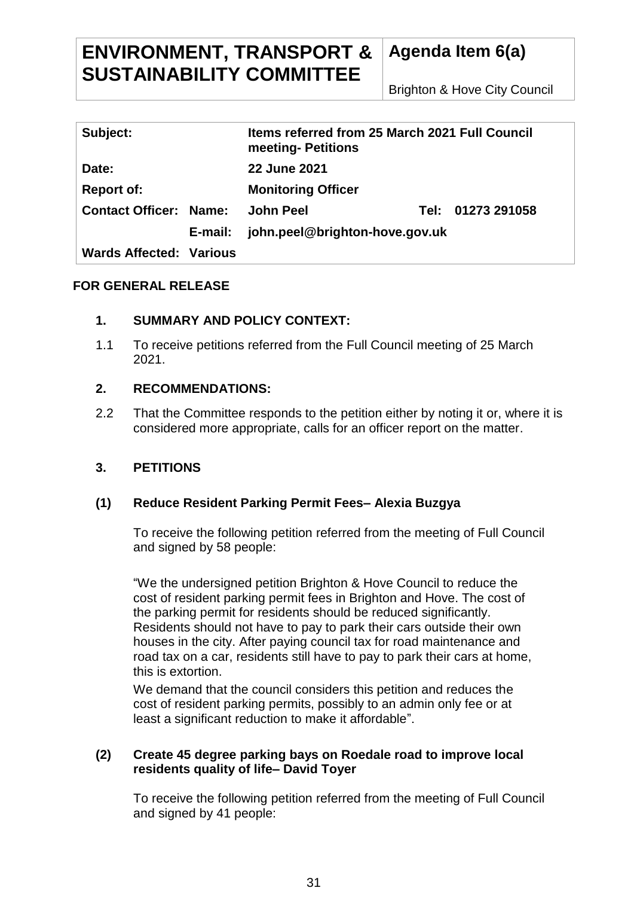# ENVIRONMENT, TRANSPORT & SUSTAINABILITY COMMITTEE

**Agenda Item 6(a)**

Brighton & Hove City Council

| | | | |
|---|---|---|---|
| **Subject:** | | **Items referred from 25 March 2021 Full Council meeting- Petitions** | |
| **Date:** | | **22 June 2021** | |
| **Report of:** | | **Monitoring Officer** | |
| **Contact Officer:** | **Name:** | **John Peel** | **Tel: 01273 291058** |
| | **E-mail:** | **john.peel@brighton-hove.gov.uk** | |
| **Wards Affected:** | **Various** | | |

**FOR GENERAL RELEASE**

## 1. SUMMARY AND POLICY CONTEXT:

1.1 To receive petitions referred from the Full Council meeting of 25 March 2021.

## 2. RECOMMENDATIONS:

2.2 That the Committee responds to the petition either by noting it or, where it is considered more appropriate, calls for an officer report on the matter.

## 3. PETITIONS

### (1) Reduce Resident Parking Permit Fees– Alexia Buzgya

To receive the following petition referred from the meeting of Full Council and signed by 58 people:

"We the undersigned petition Brighton & Hove Council to reduce the cost of resident parking permit fees in Brighton and Hove. The cost of the parking permit for residents should be reduced significantly. Residents should not have to pay to park their cars outside their own houses in the city. After paying council tax for road maintenance and road tax on a car, residents still have to pay to park their cars at home, this is extortion.

We demand that the council considers this petition and reduces the cost of resident parking permits, possibly to an admin only fee or at least a significant reduction to make it affordable".

### (2) Create 45 degree parking bays on Roedale road to improve local residents quality of life– David Toyer

To receive the following petition referred from the meeting of Full Council and signed by 41 people: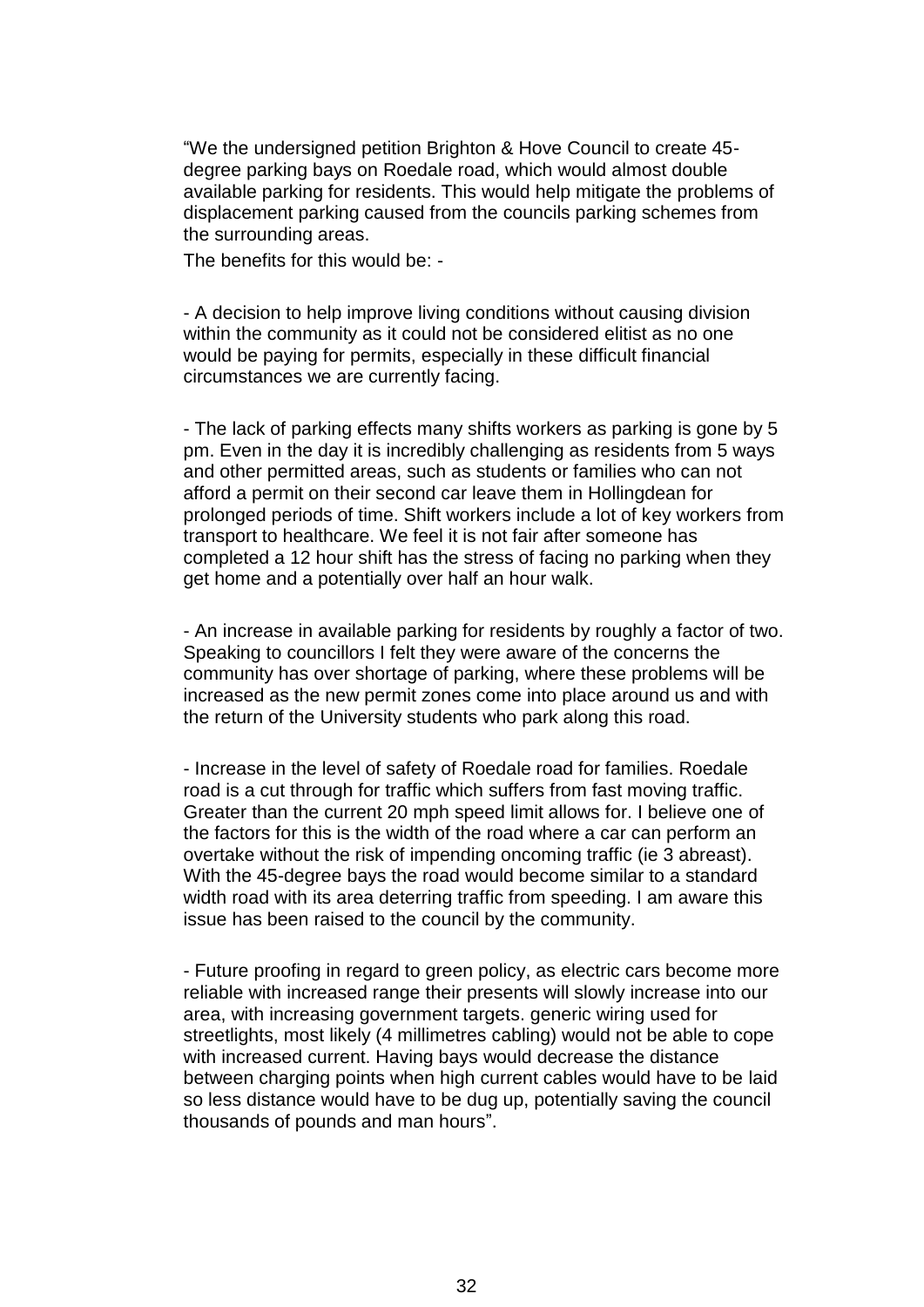"We the undersigned petition Brighton & Hove Council to create 45-degree parking bays on Roedale road, which would almost double available parking for residents. This would help mitigate the problems of displacement parking caused from the councils parking schemes from the surrounding areas.

The benefits for this would be: -

- A decision to help improve living conditions without causing division within the community as it could not be considered elitist as no one would be paying for permits, especially in these difficult financial circumstances we are currently facing.

- The lack of parking effects many shifts workers as parking is gone by 5 pm. Even in the day it is incredibly challenging as residents from 5 ways and other permitted areas, such as students or families who can not afford a permit on their second car leave them in Hollingdean for prolonged periods of time. Shift workers include a lot of key workers from transport to healthcare. We feel it is not fair after someone has completed a 12 hour shift has the stress of facing no parking when they get home and a potentially over half an hour walk.

- An increase in available parking for residents by roughly a factor of two. Speaking to councillors I felt they were aware of the concerns the community has over shortage of parking, where these problems will be increased as the new permit zones come into place around us and with the return of the University students who park along this road.

- Increase in the level of safety of Roedale road for families. Roedale road is a cut through for traffic which suffers from fast moving traffic. Greater than the current 20 mph speed limit allows for. I believe one of the factors for this is the width of the road where a car can perform an overtake without the risk of impending oncoming traffic (ie 3 abreast). With the 45-degree bays the road would become similar to a standard width road with its area deterring traffic from speeding. I am aware this issue has been raised to the council by the community.

- Future proofing in regard to green policy, as electric cars become more reliable with increased range their presents will slowly increase into our area, with increasing government targets. generic wiring used for streetlights, most likely (4 millimetres cabling) would not be able to cope with increased current. Having bays would decrease the distance between charging points when high current cables would have to be laid so less distance would have to be dug up, potentially saving the council thousands of pounds and man hours".